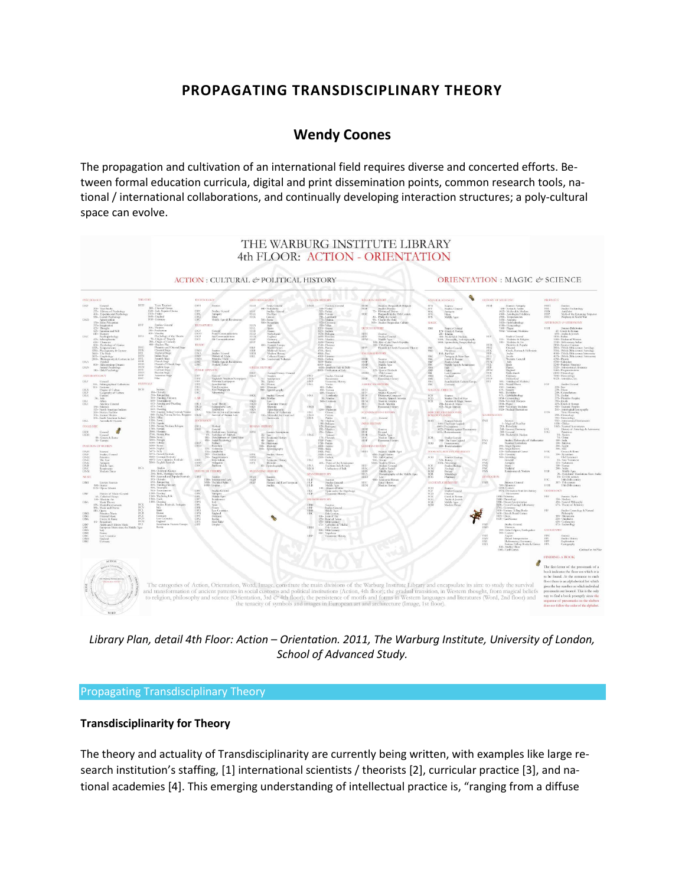# PROPAGATING TRANSDISCIPLINARY THEORY

## Wendy Coones

The propagation and cultivation of an international field requires diverse and concerted efforts. Between formal education curricula, digital and print dissemination points, common research tools, national / international collaborations, and continually developing interaction structures; a poly-cultural space can evolve.

*Library Plan, detail 4th Floor: Action – Orientation. 2011, The Warburg Institute, University of London, School of Advanced Study.*

Propagating Transdisciplinary Theory

### Transdisciplinarity for Theory

The theory and actuality of Transdisciplinarity are currently being written, with examples like large research institution's staffing, [1] international scientists / theorists [2], curricular practice [3], and national academies [4]. This emerging understanding of intellectual practice is, "ranging from a diffuse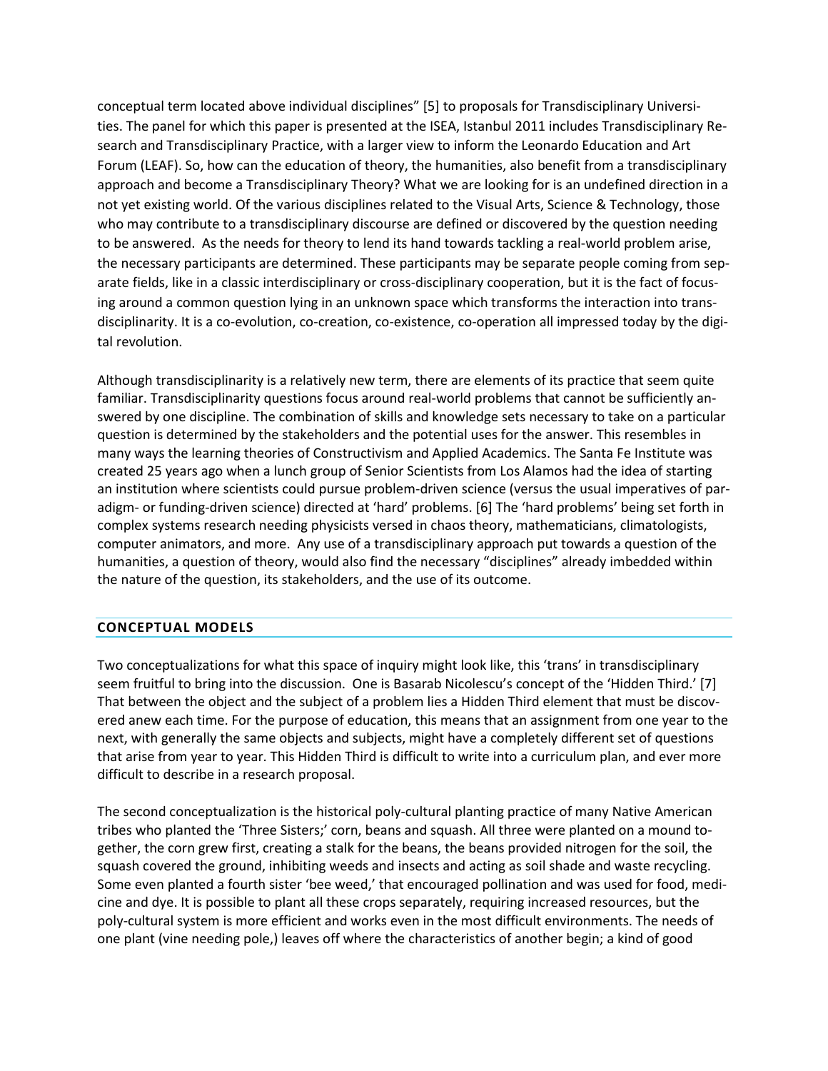conceptual term located above individual disciplines" [5] to proposals for Transdisciplinary Universities. The panel for which this paper is presented at the ISEA, Istanbul 2011 includes Transdisciplinary Research and Transdisciplinary Practice, with a larger view to inform the Leonardo Education and Art Forum (LEAF). So, how can the education of theory, the humanities, also benefit from a transdisciplinary approach and become a Transdisciplinary Theory? What we are looking for is an undefined direction in a not yet existing world. Of the various disciplines related to the Visual Arts, Science & Technology, those who may contribute to a transdisciplinary discourse are defined or discovered by the question needing to be answered. As the needs for theory to lend its hand towards tackling a real-world problem arise, the necessary participants are determined. These participants may be separate people coming from separate fields, like in a classic interdisciplinary or cross-disciplinary cooperation, but it is the fact of focusing around a common question lying in an unknown space which transforms the interaction into transdisciplinarity. It is a co-evolution, co-creation, co-existence, co-operation all impressed today by the digital revolution.

Although transdisciplinarity is a relatively new term, there are elements of its practice that seem quite familiar. Transdisciplinarity questions focus around real-world problems that cannot be sufficiently answered by one discipline. The combination of skills and knowledge sets necessary to take on a particular question is determined by the stakeholders and the potential uses for the answer. This resembles in many ways the learning theories of Constructivism and Applied Academics. The Santa Fe Institute was created 25 years ago when a lunch group of Senior Scientists from Los Alamos had the idea of starting an institution where scientists could pursue problem-driven science (versus the usual imperatives of paradigm- or funding-driven science) directed at 'hard' problems. [6] The 'hard problems' being set forth in complex systems research needing physicists versed in chaos theory, mathematicians, climatologists, computer animators, and more. Any use of a transdisciplinary approach put towards a question of the humanities, a question of theory, would also find the necessary "disciplines" already imbedded within the nature of the question, its stakeholders, and the use of its outcome.

## CONCEPTUAL MODELS

Two conceptualizations for what this space of inquiry might look like, this 'trans' in transdisciplinary seem fruitful to bring into the discussion. One is Basarab Nicolescu's concept of the 'Hidden Third.' [7] That between the object and the subject of a problem lies a Hidden Third element that must be discovered anew each time. For the purpose of education, this means that an assignment from one year to the next, with generally the same objects and subjects, might have a completely different set of questions that arise from year to year. This Hidden Third is difficult to write into a curriculum plan, and ever more difficult to describe in a research proposal.

The second conceptualization is the historical poly-cultural planting practice of many Native American tribes who planted the 'Three Sisters;' corn, beans and squash. All three were planted on a mound together, the corn grew first, creating a stalk for the beans, the beans provided nitrogen for the soil, the squash covered the ground, inhibiting weeds and insects and acting as soil shade and waste recycling. Some even planted a fourth sister 'bee weed,' that encouraged pollination and was used for food, medicine and dye. It is possible to plant all these crops separately, requiring increased resources, but the poly-cultural system is more efficient and works even in the most difficult environments. The needs of one plant (vine needing pole,) leaves off where the characteristics of another begin; a kind of good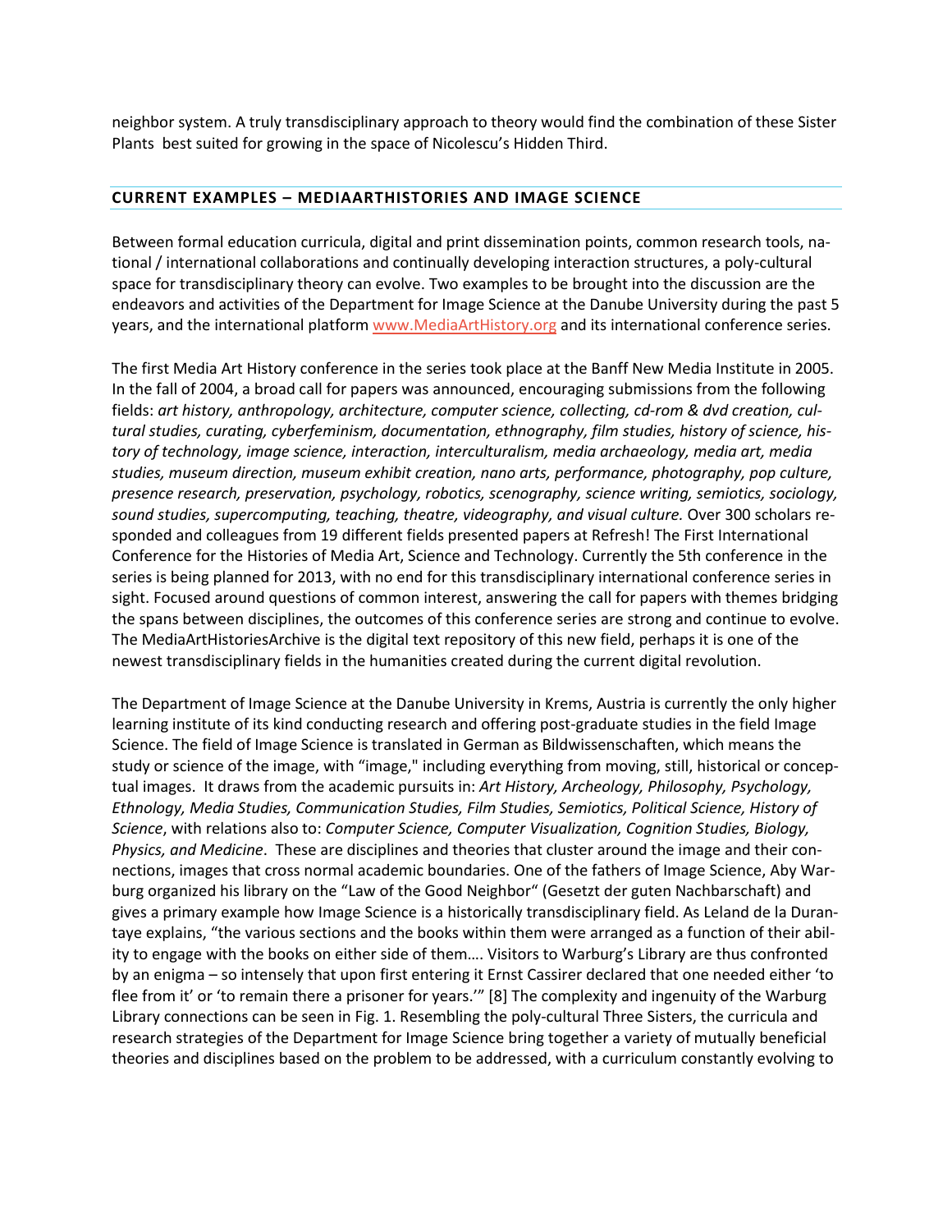neighbor system. A truly transdisciplinary approach to theory would find the combination of these Sister Plants best suited for growing in the space of Nicolescu's Hidden Third.

## CURRENT EXAMPLES – MEDIAARTHISTORIES AND IMAGE SCIENCE

Between formal education curricula, digital and print dissemination points, common research tools, national / international collaborations and continually developing interaction structures, a poly-cultural space for transdisciplinary theory can evolve. Two examples to be brought into the discussion are the endeavors and activities of the Department for Image Science at the Danube University during the past 5 years, and the international platform www.MediaArtHistory.org and its international conference series.

The first Media Art History conference in the series took place at the Banff New Media Institute in 2005. In the fall of 2004, a broad call for papers was announced, encouraging submissions from the following fields: *art history, anthropology, architecture, computer science, collecting, cd-rom & dvd creation, cultural studies, curating, cyberfeminism, documentation, ethnography, film studies, history of science, history of technology, image science, interaction, interculturalism, media archaeology, media art, media studies, museum direction, museum exhibit creation, nano arts, performance, photography, pop culture, presence research, preservation, psychology, robotics, scenography, science writing, semiotics, sociology, sound studies, supercomputing, teaching, theatre, videography, and visual culture.* Over 300 scholars responded and colleagues from 19 different fields presented papers at Refresh! The First International Conference for the Histories of Media Art, Science and Technology. Currently the 5th conference in the series is being planned for 2013, with no end for this transdisciplinary international conference series in sight. Focused around questions of common interest, answering the call for papers with themes bridging the spans between disciplines, the outcomes of this conference series are strong and continue to evolve. The MediaArtHistoriesArchive is the digital text repository of this new field, perhaps it is one of the newest transdisciplinary fields in the humanities created during the current digital revolution.

The Department of Image Science at the Danube University in Krems, Austria is currently the only higher learning institute of its kind conducting research and offering post-graduate studies in the field Image Science. The field of Image Science is translated in German as Bildwissenschaften, which means the study or science of the image, with "image," including everything from moving, still, historical or conceptual images. It draws from the academic pursuits in: *Art History, Archeology, Philosophy, Psychology, Ethnology, Media Studies, Communication Studies, Film Studies, Semiotics, Political Science, History of Science*, with relations also to: *Computer Science, Computer Visualization, Cognition Studies, Biology, Physics, and Medicine*. These are disciplines and theories that cluster around the image and their connections, images that cross normal academic boundaries. One of the fathers of Image Science, Aby Warburg organized his library on the "Law of the Good Neighbor" (Gesetzt der guten Nachbarschaft) and gives a primary example how Image Science is a historically transdisciplinary field. As Leland de la Durantaye explains, "the various sections and the books within them were arranged as a function of their ability to engage with the books on either side of them…. Visitors to Warburg's Library are thus confronted by an enigma – so intensely that upon first entering it Ernst Cassirer declared that one needed either 'to flee from it' or 'to remain there a prisoner for years.'" [8] The complexity and ingenuity of the Warburg Library connections can be seen in Fig. 1. Resembling the poly-cultural Three Sisters, the curricula and research strategies of the Department for Image Science bring together a variety of mutually beneficial theories and disciplines based on the problem to be addressed, with a curriculum constantly evolving to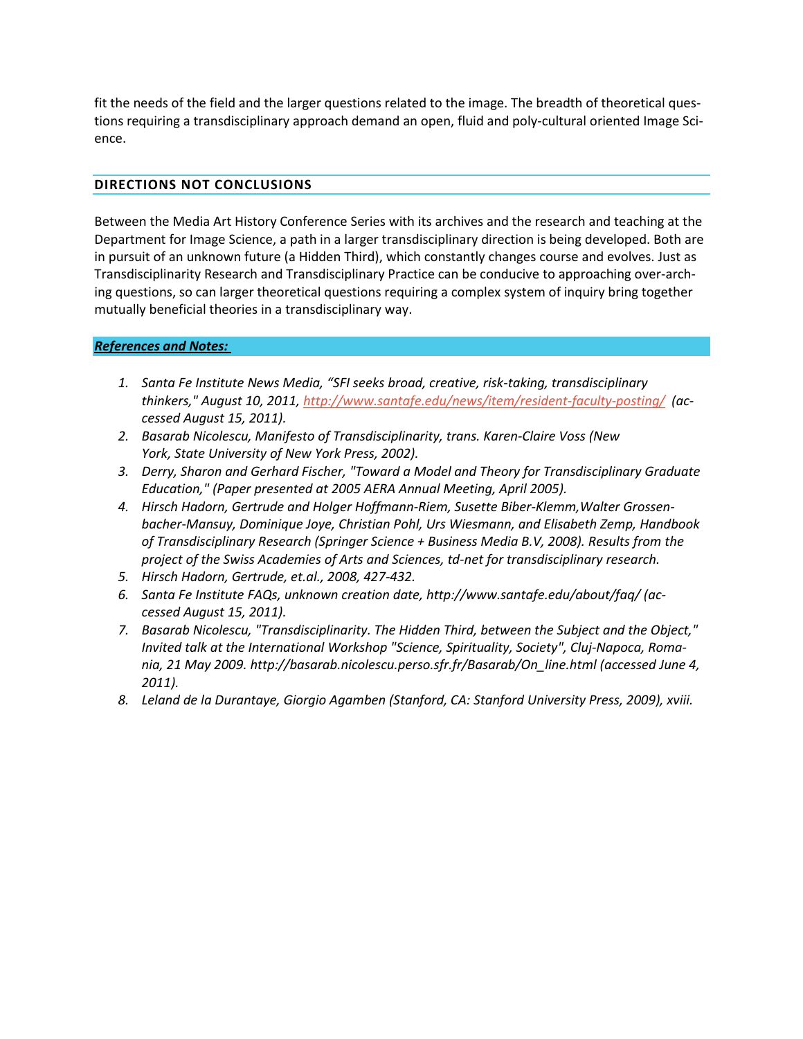fit the needs of the field and the larger questions related to the image. The breadth of theoretical questions requiring a transdisciplinary approach demand an open, fluid and poly-cultural oriented Image Science.

## DIRECTIONS NOT CONCLUSIONS

Between the Media Art History Conference Series with its archives and the research and teaching at the Department for Image Science, a path in a larger transdisciplinary direction is being developed. Both are in pursuit of an unknown future (a Hidden Third), which constantly changes course and evolves. Just as Transdisciplinarity Research and Transdisciplinary Practice can be conducive to approaching over-arching questions, so can larger theoretical questions requiring a complex system of inquiry bring together mutually beneficial theories in a transdisciplinary way.

## ***References and Notes:***

1. *Santa Fe Institute News Media, "SFI seeks broad, creative, risk-taking, transdisciplinary thinkers," August 10, 2011, http://www.santafe.edu/news/item/resident-faculty-posting/ (accessed August 15, 2011).*
2. *Basarab Nicolescu, Manifesto of Transdisciplinarity, trans. Karen-Claire Voss (New York, State University of New York Press, 2002).*
3. *Derry, Sharon and Gerhard Fischer, "Toward a Model and Theory for Transdisciplinary Graduate Education," (Paper presented at 2005 AERA Annual Meeting, April 2005).*
4. *Hirsch Hadorn, Gertrude and Holger Hoffmann-Riem, Susette Biber-Klemm,Walter Grossenbacher-Mansuy, Dominique Joye, Christian Pohl, Urs Wiesmann, and Elisabeth Zemp, Handbook of Transdisciplinary Research (Springer Science + Business Media B.V, 2008). Results from the project of the Swiss Academies of Arts and Sciences, td-net for transdisciplinary research.*
5. *Hirsch Hadorn, Gertrude, et.al., 2008, 427-432.*
6. *Santa Fe Institute FAQs, unknown creation date, http://www.santafe.edu/about/faq/ (accessed August 15, 2011).*
7. *Basarab Nicolescu, "Transdisciplinarity. The Hidden Third, between the Subject and the Object," Invited talk at the International Workshop "Science, Spirituality, Society", Cluj-Napoca, Romania, 21 May 2009. http://basarab.nicolescu.perso.sfr.fr/Basarab/On_line.html (accessed June 4, 2011).*
8. *Leland de la Durantaye, Giorgio Agamben (Stanford, CA: Stanford University Press, 2009), xviii.*